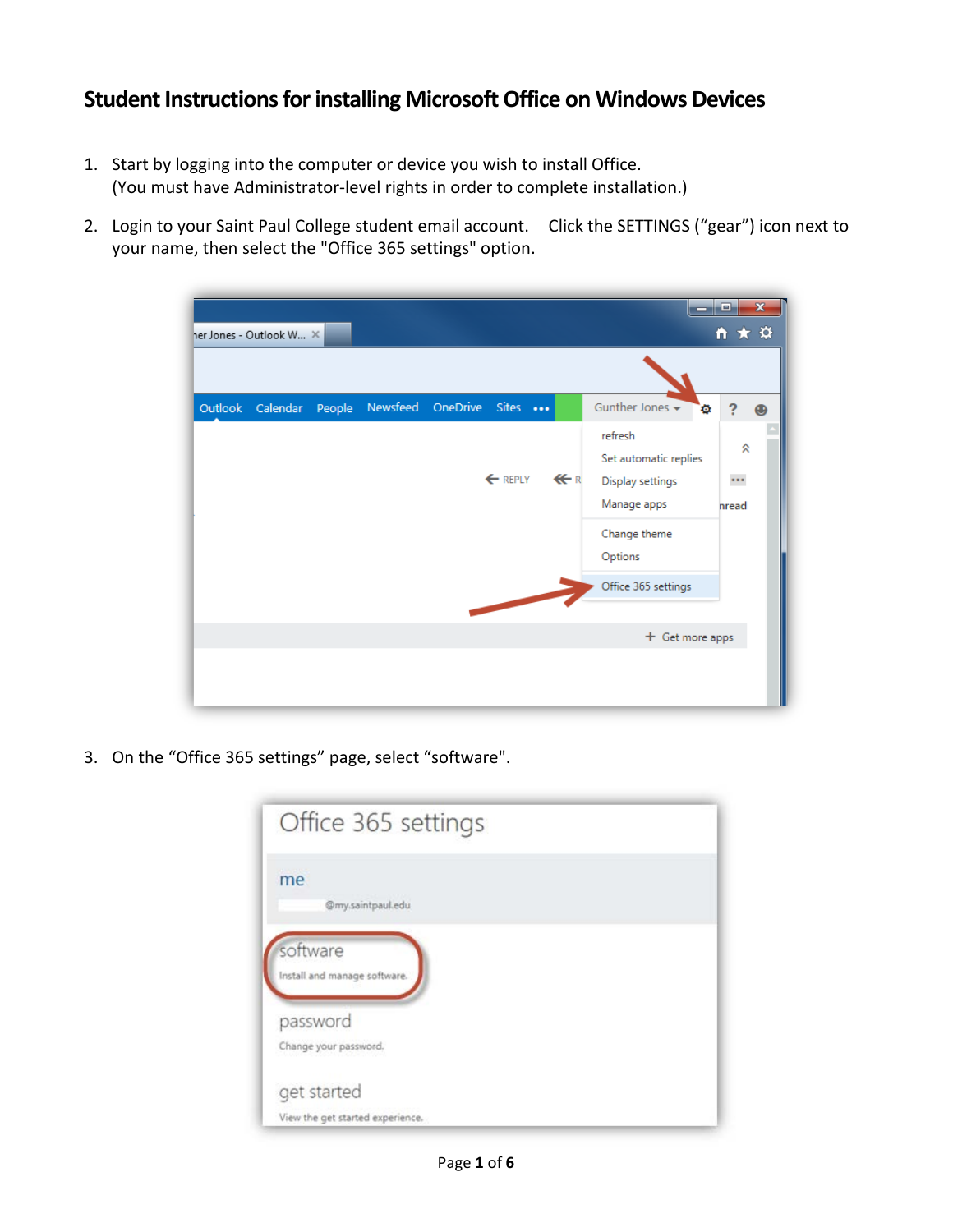# Student Instructions for installing Microsoft Office on Windows Devices

1. Start by logging into the computer or device you wish to install Office. (You must have Administrator-level rights in order to complete installation.)

2. Login to your Saint Paul College student email account. Click the SETTINGS ("gear") icon next to your name, then select the "Office 365 settings" option.

3. On the "Office 365 settings" page, select "software".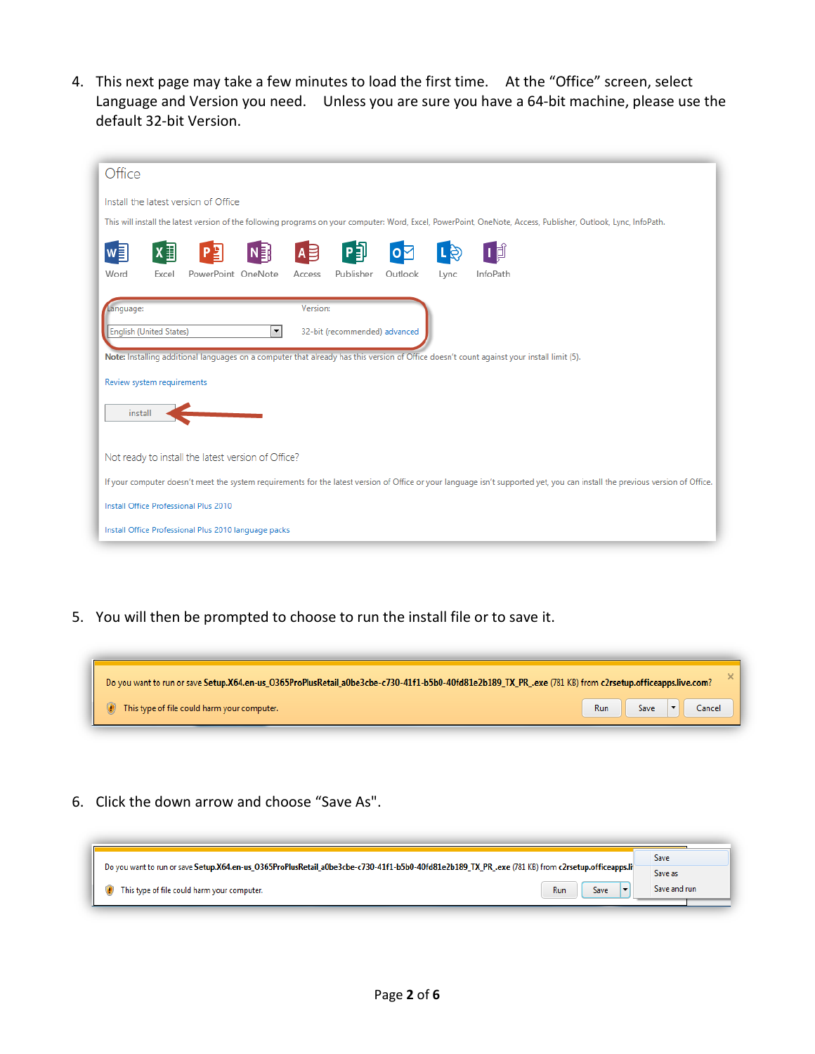4. This next page may take a few minutes to load the first time. At the "Office" screen, select Language and Version you need. Unless you are sure you have a 64-bit machine, please use the default 32-bit Version.

5. You will then be prompted to choose to run the install file or to save it.

6. Click the down arrow and choose "Save As".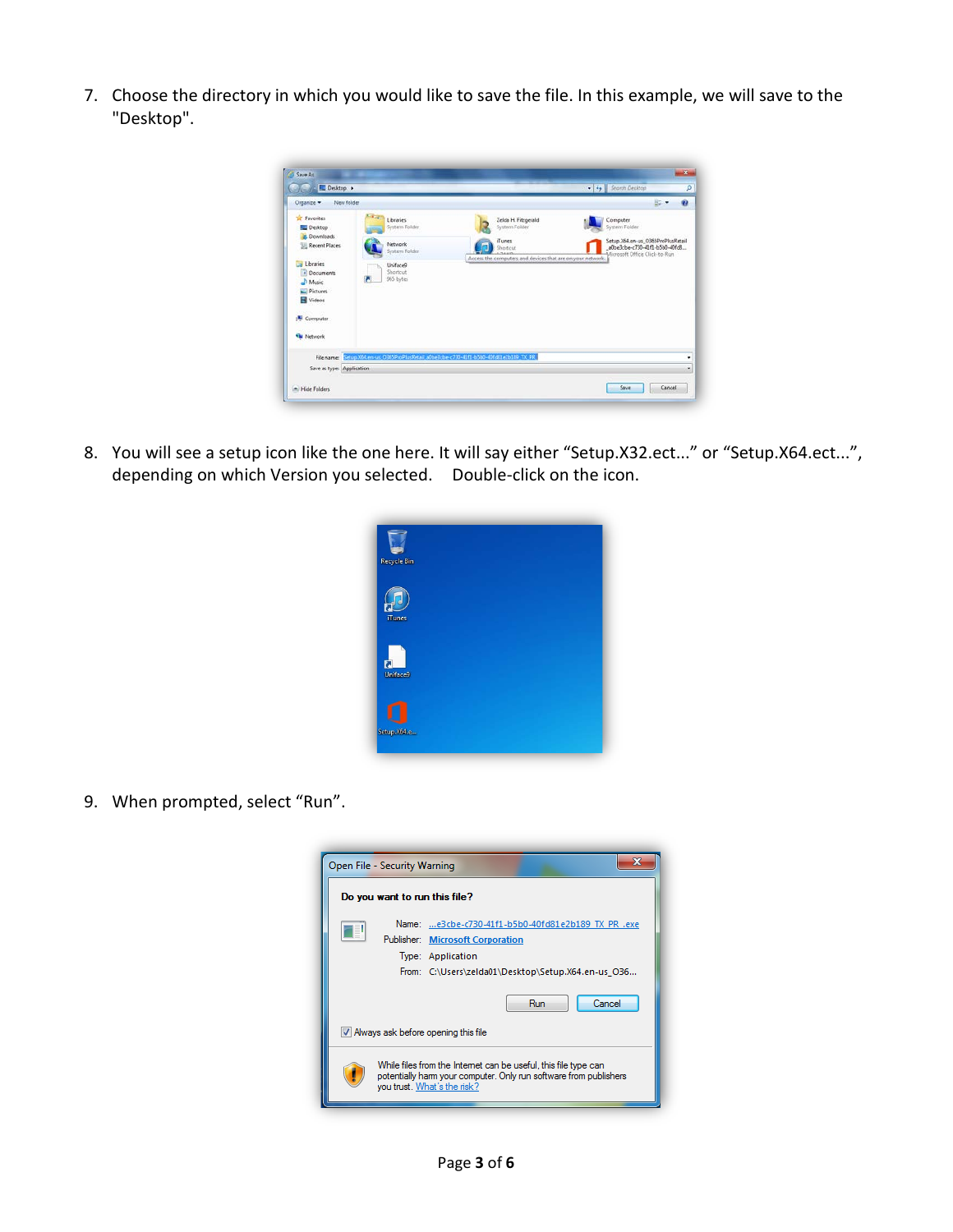7. Choose the directory in which you would like to save the file. In this example, we will save to the "Desktop".

8. You will see a setup icon like the one here. It will say either “Setup.X32.ect...” or “Setup.X64.ect...”, depending on which Version you selected. Double-click on the icon.

9. When prompted, select “Run”.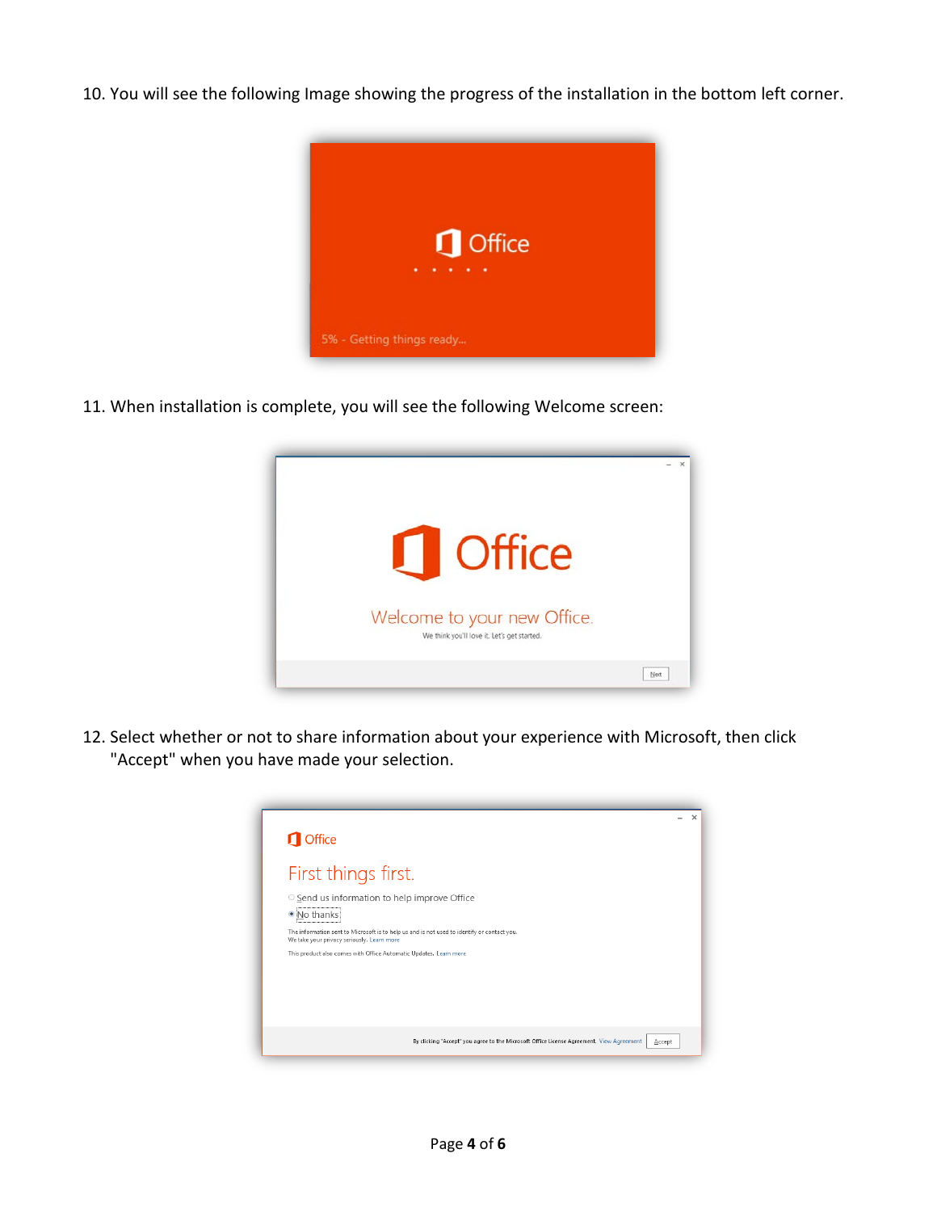10. You will see the following Image showing the progress of the installation in the bottom left corner.

11. When installation is complete, you will see the following Welcome screen:

12. Select whether or not to share information about your experience with Microsoft, then click "Accept" when you have made your selection.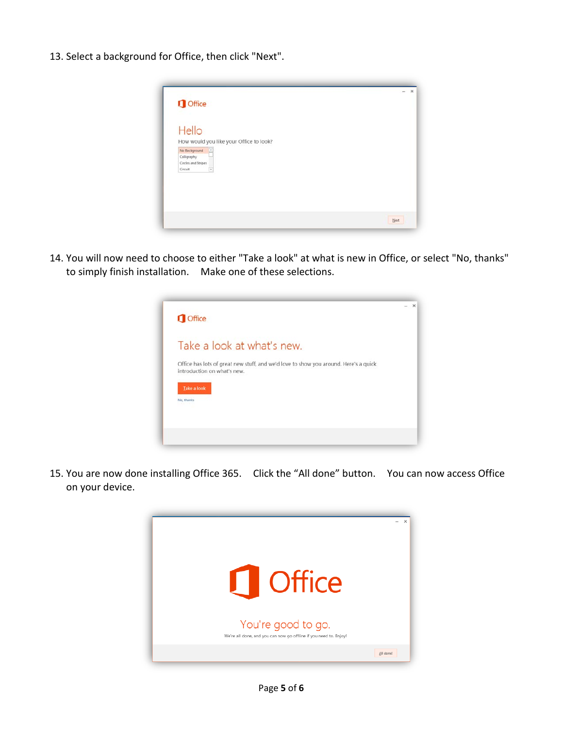13. Select a background for Office, then click "Next".

14. You will now need to choose to either "Take a look" at what is new in Office, or select "No, thanks" to simply finish installation. Make one of these selections.

15. You are now done installing Office 365. Click the "All done" button. You can now access Office on your device.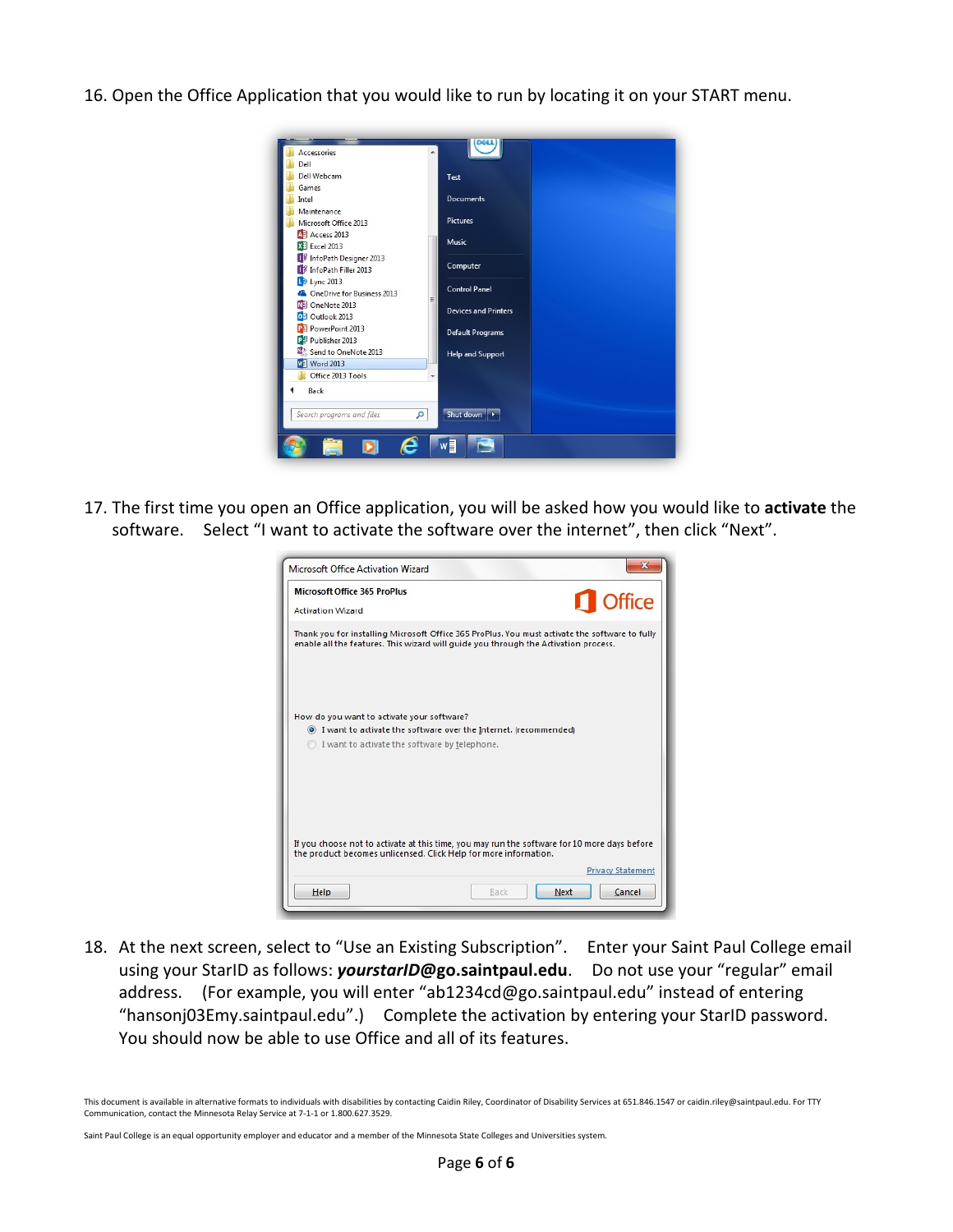16. Open the Office Application that you would like to run by locating it on your START menu.

17. The first time you open an Office application, you will be asked how you would like to **activate** the software. Select "I want to activate the software over the internet", then click "Next".

18. At the next screen, select to "Use an Existing Subscription". Enter your Saint Paul College email using your StarID as follows: ***yourstarID@go.saintpaul.edu***. Do not use your "regular" email address. (For example, you will enter "ab1234cd@go.saintpaul.edu" instead of entering "hansonj03Emy.saintpaul.edu".) Complete the activation by entering your StarID password. You should now be able to use Office and all of its features.

This document is available in alternative formats to individuals with disabilities by contacting Caidin Riley, Coordinator of Disability Services at 651.846.1547 or caidin.riley@saintpaul.edu. For TTY Communication, contact the Minnesota Relay Service at 7-1-1 or 1.800.627.3529.

Saint Paul College is an equal opportunity employer and educator and a member of the Minnesota State Colleges and Universities system.